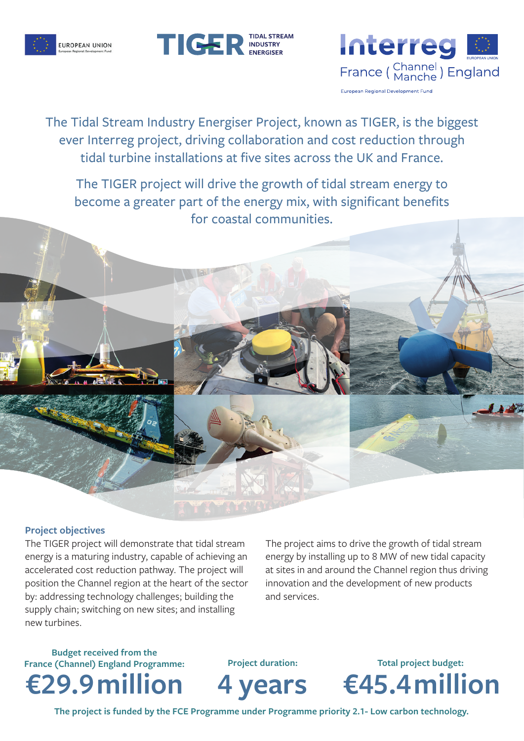EUROPEAN UNION
European Regional Development Fund

TIGER TIDAL STREAM INDUSTRY ENERGISER

Interreg France ( Channel Manche ) England
European Regional Development Fund

The Tidal Stream Industry Energiser Project, known as TIGER, is the biggest ever Interreg project, driving collaboration and cost reduction through tidal turbine installations at five sites across the UK and France.

The TIGER project will drive the growth of tidal stream energy to become a greater part of the energy mix, with significant benefits for coastal communities.

### Project objectives

The TIGER project will demonstrate that tidal stream energy is a maturing industry, capable of achieving an accelerated cost reduction pathway. The project will position the Channel region at the heart of the sector by: addressing technology challenges; building the supply chain; switching on new sites; and installing new turbines.

The project aims to drive the growth of tidal stream energy by installing up to 8 MW of new tidal capacity at sites in and around the Channel region thus driving innovation and the development of new products and services.

**Budget received from the France (Channel) England Programme:**
# €29.9 million

**Project duration:**
# 4 years

**Total project budget:**
# €45.4 million

**The project is funded by the FCE Programme under Programme priority 2.1- Low carbon technology.**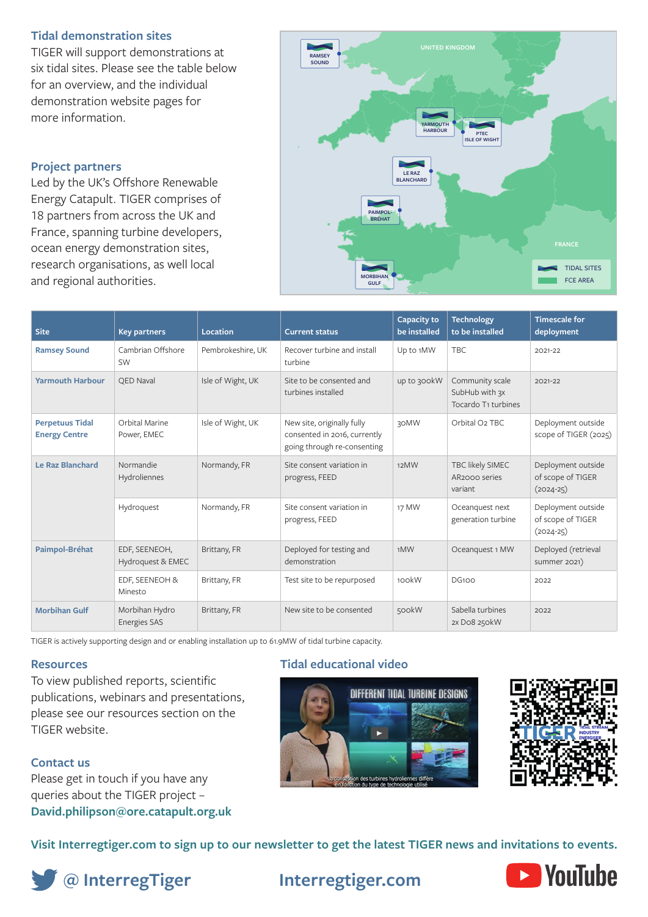## Tidal demonstration sites

TIGER will support demonstrations at six tidal sites. Please see the table below for an overview, and the individual demonstration website pages for more information.

## Project partners

Led by the UK's Offshore Renewable Energy Catapult. TIGER comprises of 18 partners from across the UK and France, spanning turbine developers, ocean energy demonstration sites, research organisations, as well local and regional authorities.

UNITED KINGDOM

RAMSEY SOUND

YARMOUTH HARBOUR

PTEC ISLE OF WIGHT

LE RAZ BLANCHARD

PAIMPOL-BRÉHAT

MORBIHAN GULF

FRANCE

TIDAL SITES

FCE AREA

| Site | Key partners | Location | Current status | Capacity to be installed | Technology to be installed | Timescale for deployment |
|---|---|---|---|---|---|---|
| Ramsey Sound | Cambrian Offshore SW | Pembrokeshire, UK | Recover turbine and install turbine | Up to 1MW | TBC | 2021-22 |
| Yarmouth Harbour | QED Naval | Isle of Wight, UK | Site to be consented and turbines installed | up to 300kW | Community scale SubHub with 3x Tocardo T1 turbines | 2021-22 |
| Perpetuus Tidal Energy Centre | Orbital Marine Power, EMEC | Isle of Wight, UK | New site, originally fully consented in 2016, currently going through re-consenting | 30MW | Orbital O2 TBC | Deployment outside scope of TIGER (2025) |
| Le Raz Blanchard | Normandie Hydroliennes | Normandy, FR | Site consent variation in progress, FEED | 12MW | TBC likely SIMEC AR2000 series variant | Deployment outside of scope of TIGER (2024-25) |
| | Hydroquest | Normandy, FR | Site consent variation in progress, FEED | 17 MW | Oceanquest next generation turbine | Deployment outside of scope of TIGER (2024-25) |
| Paimpol-Bréhat | EDF, SEENEOH, Hydroquest & EMEC | Brittany, FR | Deployed for testing and demonstration | 1MW | Oceanquest 1 MW | Deployed (retrieval summer 2021) |
| | EDF, SEENEOH & Minesto | Brittany, FR | Test site to be repurposed | 100kW | DG100 | 2022 |
| Morbihan Gulf | Morbihan Hydro Energies SAS | Brittany, FR | New site to be consented | 500kW | Sabella turbines 2x D08 250kW | 2022 |

TIGER is actively supporting design and or enabling installation up to 61.9MW of tidal turbine capacity.

## Resources

To view published reports, scientific publications, webinars and presentations, please see our resources section on the TIGER website.

## Contact us

Please get in touch if you have any queries about the TIGER project – **David.philipson@ore.catapult.org.uk**

## Tidal educational video

**Visit Interregtiger.com to sign up to our newsletter to get the latest TIGER news and invitations to events.**

@ InterregTiger

Interregtiger.com

YouTube